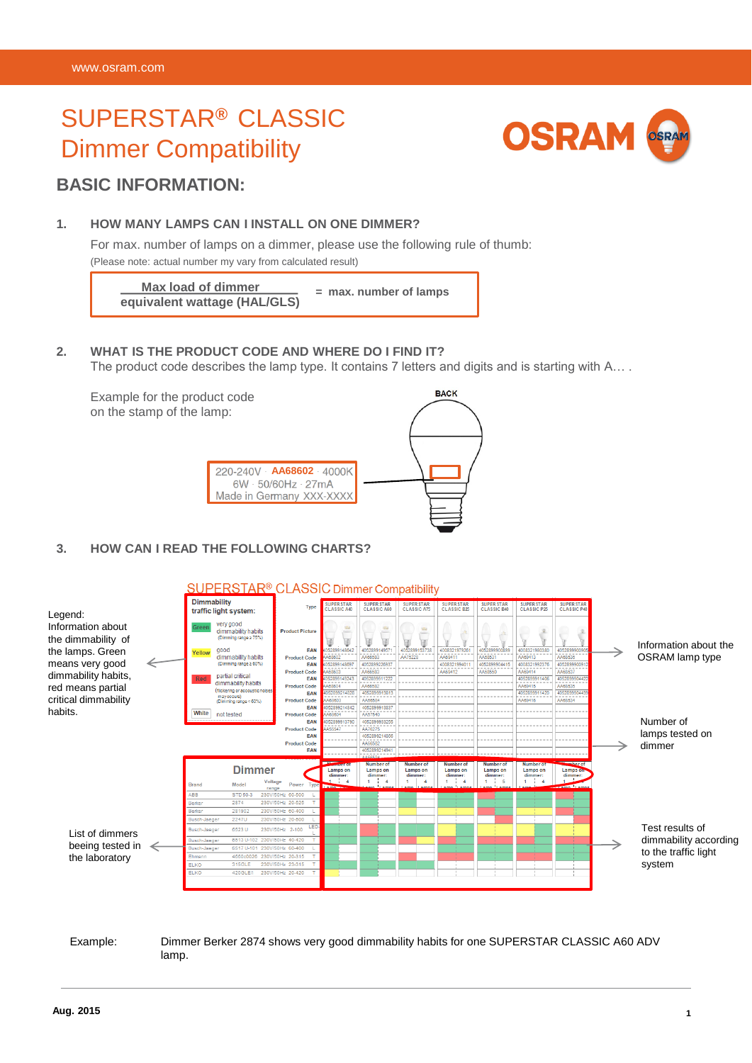# SUPERSTAR® CLASSIC Dimmer Compatibility

## BASIC INFORMATION:

### 1. HOW MANY LAMPS CAN I INSTALL ON ONE DIMMER?

For max. number of lamps on a dimmer, please use the following rule of thumb:

(Please note: actual number my vary from calculated result)

$$\frac{\text{Max load of dimmer}}{\text{equivalent wattage (HAL/GLS)}} = \text{max. number of lamps}$$

### 2. WHAT IS THE PRODUCT CODE AND WHERE DO I FIND IT?

The product code describes the lamp type. It contains 7 letters and digits and is starting with A… .

Example for the product code on the stamp of the lamp:

BACK

220-240V · **AA68602** · 4000K
6W · 50/60Hz · 27mA
Made in Germany XXX-XXXX

### 3. HOW CAN I READ THE FOLLOWING CHARTS?

SUPERSTAR® CLASSIC Dimmer Compatibility

Legend: Information about the dimmability of the lamps. Green means very good dimmability habits, red means partial critical dimmability habits.

Information about the OSRAM lamp type

Number of lamps tested on dimmer

List of dimmers beeing tested in the laboratory

Test results of dimmability according to the traffic light system

Example: Dimmer Berker 2874 shows very good dimmability habits for one SUPERSTAR CLASSIC A60 ADV lamp.

Aug. 2015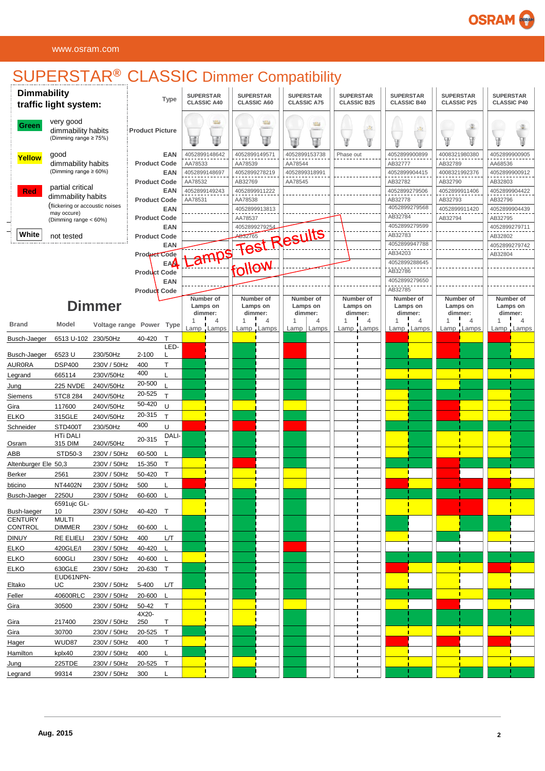# SUPERSTAR® CLASSIC Dimmer Compatibility

**Dimmability traffic light system:**

- **Green** – very good dimmability habits (Dimming range ≥ 75%)
- **Yellow** – good dimmability habits (Dimming range ≥ 60%)
- **Red** – partial critical dimmability habits (flickering or accoustic noises may occure) (Dimming range < 60%)
- **White** – not tested

| Type | SUPERSTAR CLASSIC A40 | SUPERSTAR CLASSIC A60 | SUPERSTAR CLASSIC A75 | SUPERSTAR CLASSIC B25 | SUPERSTAR CLASSIC B40 | SUPERSTAR CLASSIC P25 | SUPERSTAR CLASSIC P40 |
|---|---|---|---|---|---|---|---|
| Product Picture | | | | | | | |
| EAN | 4052899148642 | 4052899149571 | 4052899153738 | Phase out | 4052899900899 | 4008321980380 | 4052899900905 |
| Product Code | AA78533 | AA78539 | AA78544 | | AB32777 | AB32789 | AA68536 |
| EAN | 4052899148697 | 4052899278219 | 4052899318991 | | 4052899904415 | 4008321992376 | 4052899900912 |
| Product Code | AA78532 | AB32769 | AA78545 | | AB32782 | AB32790 | AB32803 |
| EAN | 4052899149243 | 4052899911222 | | | 4052899279506 | 4052899911406 | 4052899904422 |
| Product Code | AA78531 | AA78538 | | | AB32778 | AB32793 | AB32796 |
| EAN | | 4052899913813 | | | 4052899279568 | 4052899911420 | 4052899904439 |
| Product Code | | AA78537 | | | AB32784 | AB32794 | AB32795 |
| EAN | | 4052899279254 | | | 4052899279599 | | 4052899279711 |
| Product Code | | AB32765 | | | AB32783 | | AB32802 |
| EAN | | | | | 4052899947788 | | 4052899279742 |
| Product Code | | | | | AB34203 | | AB32804 |
| EAN | | | | | 4052899288645 | | |
| Product Code | | | | | AB32786 | | |
| EAN | | | | | 4052899279650 | | |
| Product Code | | | | | AB32785 | | |

4 Lamps Test Results follow

## Dimmer

| Brand | Model | Voltage range | Power | Type | A40 1 Lamp | A40 4 Lamps | A60 1 Lamp | A60 4 Lamps | A75 1 Lamp | A75 4 Lamps | B25 1 Lamp | B25 4 Lamps | B40 1 Lamp | B40 4 Lamps | P25 1 Lamp | P25 4 Lamps | P40 1 Lamp | P40 4 Lamps |
|---|---|---|---|---|---|---|---|---|---|---|---|---|---|---|---|---|---|---|
| Busch-Jaeger | 6513 U-102 | 230/50Hz | 40-420 | T | Yellow | | Green | | Green | | | | Red | Yellow | Red | Green | Green | Yellow |
| Busch-Jaeger | 6523 U | 230/50Hz | 2-100 | LED-L | Red | | Green | | Red | | | | Green | Yellow | Red | Green | Green | Yellow |
| AURORA | DSP400 | 230V / 50Hz | 400 | T | Green | | Green | | Green | | | | Green | Green | Green | Green | Green | Green |
| Legrand | 665114 | 230V/50Hz | 400 | L | Green | | Green | | Green | | | | Yellow | Yellow | Yellow | Green | Yellow | Yellow |
| Jung | 225 NVDE | 240V/50Hz | 20-500 | L | Green | | Green | | Green | | | | Green | Green | Green | Green | Green | Green |
| Siemens | 5TC8 284 | 240V/50Hz | 20-525 | T | Green | | Green | | Green | | | | Yellow | Green | Yellow | Green | Yellow | Green |
| Gira | 117600 | 240V/50Hz | 50-420 | U | Yellow | | Yellow | | Green | | | | Yellow | Green | Red | Green | Yellow | Green |
| ELKO | 315GLE | 240V/50Hz | 20-315 | T | Yellow | | Green | | Yellow | | | | Yellow | Green | Red | Green | Yellow | Green |
| Schneider | STD400T | 230/50Hz | 400 | U | Red | | Red | | Red | | | | Yellow | Green | Yellow | Green | Yellow | Green |
| Osram | HTi DALI 315 DIM | 240V/50Hz | 20-315 | DALI-T | Yellow | | Green | | Green | | | | Yellow | Yellow | Yellow | Yellow | Yellow | Yellow |
| ABB | STD50-3 | 230V / 50Hz | 60-500 | L | Green | | Green | | Green | | | | Yellow | Yellow | Yellow | Yellow | Yellow | Yellow |
| Altenburger Ele | 50,3 | 230V / 50Hz | 15-350 | T | Yellow | | Red | | Green | | | | Green | Green | Red | Green | Green | Green |
| Berker | 2561 | 230V / 50Hz | 50-420 | T | Yellow | | Yellow | | Yellow | | | | Yellow | | Red | | Yellow | |
| bticino | NT4402N | 230V / 50Hz | 500 | L | Red | | Yellow | | Green | | | | Red | Red | Red | Red | Red | Yellow |
| Busch-Jaeger | 2250U | 230V / 50Hz | 60-600 | L | Green | | Green | | Green | | | | Green | Green | Green | Green | Green | Green |
| Bush-laeger | 6591ujc GL-10 | 230V / 50Hz | 40-420 | T | Yellow | | Green | | Green | | | | Yellow | Yellow | Red | Red | Yellow | Yellow |
| CENTURY CONTROL | MULTI DIMMER | 230V / 50Hz | 60-600 | L | Green | | Green | | Green | | | | Green | | Yellow | | Green | |
| DINUY | RE ELIELI | 230V / 50Hz | 400 | L/T | Green | | Green | | Green | | | | Green | | Green | | Green | |
| ELKO | 420GLE/I | 230V / 50Hz | 40-420 | L | Green | | Green | | Red | | | | | | | | | |
| ELKO | 600GLI | 230V / 50Hz | 40-600 | L | Green | | Green | | Green | | | | Yellow | Green | Yellow | Green | Yellow | Green |
| ELKO | 630GLE | 230V / 50Hz | 20-630 | T | Green | | Green | | Green | | | | Red | Yellow | Yellow | Yellow | Red | Yellow |
| Eltako | EUD61NPN-UC | 230V / 50Hz | 5-400 | L/T | Yellow | | Green | | Green | | | | Green | Yellow | Green | Yellow | Green | Yellow |
| Feller | 40600RLC | 230V / 50Hz | 20-600 | L | Yellow | | Green | | Green | | | | Green | Green | Yellow | Yellow | Green | Green |
| Gira | 30500 | 230V / 50Hz | 50-42 | T | Yellow | | Yellow | | Green | | | | Green | Green | Red | Green | Yellow | Green |
| Gira | 217400 | 230V / 50Hz | 4X20-250 | T | Yellow | | Yellow | | Green | | | | Green | Yellow | Green | Green | Green | Yellow |
| Gira | 30700 | 230V / 50Hz | 20-525 | T | Green | | Green | | Green | | | | Green | Green | Green | Green | Green | Green |
| Hager | WUD87 | 230V / 50Hz | 400 | T | Yellow | | Green | | Green | | | | Red | Yellow | Yellow | Yellow | Red | Yellow |
| Hamilton | kplx40 | 230V / 50Hz | 400 | L | Green | | Green | | Green | | | | Yellow | Green | Yellow | Green | Yellow | Green |
| Jung | 225TDE | 230V / 50Hz | 20-525 | T | Yellow | | Yellow | | Green | | | | Yellow | Yellow | Yellow | Yellow | Yellow | Yellow |
| Legrand | 99314 | 230V / 50Hz | 300 | L | Yellow | | Green | | Green | | | | Green | Green | Green | Green | Green | Green |

Aug. 2015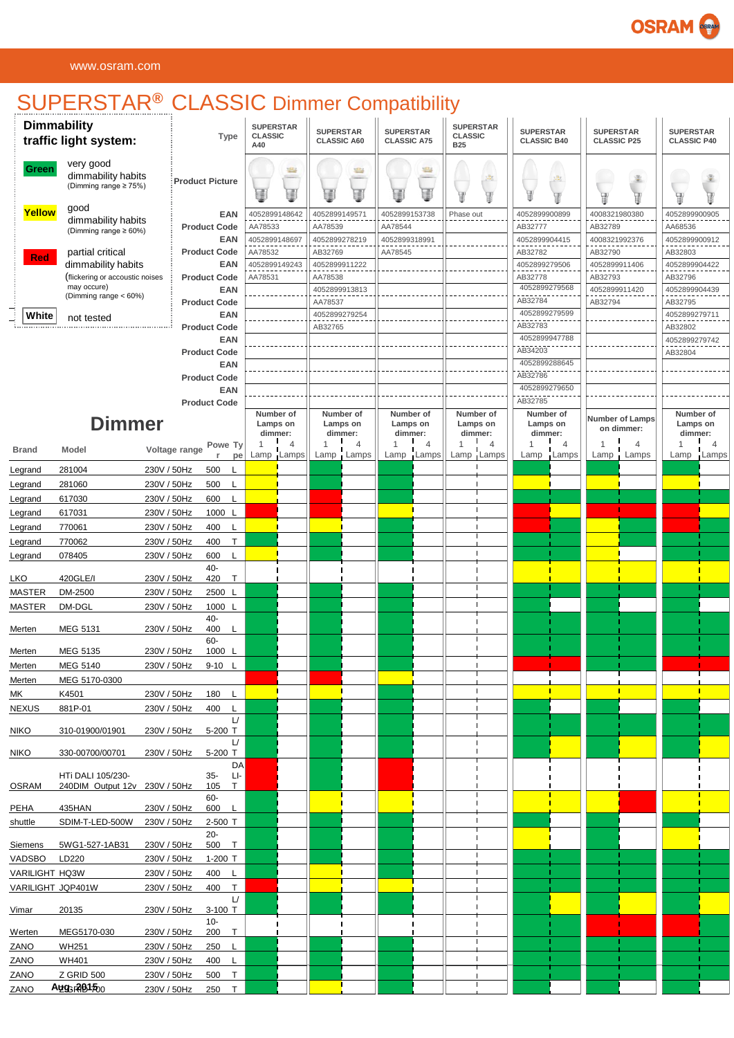# SUPERSTAR® CLASSIC Dimmer Compatibility

**Dimmability traffic light system:**

| Colour | Meaning |
|---|---|
| **Green** | very good dimmability habits (Dimming range ≥ 75%) |
| **Yellow** | good dimmability habits (Dimming range ≥ 60%) |
| **Red** | partial critical dimmability habits (flickering or accoustic noises may occure) (Dimming range < 60%) |
| **White** | not tested |

| Type | SUPERSTAR CLASSIC A40 | SUPERSTAR CLASSIC A60 | SUPERSTAR CLASSIC A75 | SUPERSTAR CLASSIC B25 | SUPERSTAR CLASSIC B40 | SUPERSTAR CLASSIC P25 | SUPERSTAR CLASSIC P40 |
|---|---|---|---|---|---|---|---|
| Product Picture | | | | | | | |
| EAN | 4052899148642 | 4052899149571 | 4052899153738 | Phase out | 4052899900899 | 4008321980380 | 4052899900905 |
| Product Code | AA78533 | AA78539 | AA78544 | | AB32777 | AB32789 | AA68536 |
| EAN | 4052899148697 | 4052899278219 | 4052899318991 | | 4052899904415 | 4008321992376 | 4052899900912 |
| Product Code | AA78532 | AB32769 | AA78545 | | AB32782 | AB32790 | AB32803 |
| EAN | 4052899149243 | 4052899911222 | | | 4052899279506 | 4052899911406 | 4052899904422 |
| Product Code | AA78531 | AA78538 | | | AB32778 | AB32793 | AB32796 |
| EAN | | 4052899913813 | | | 4052899279568 | 4052899911420 | 4052899904439 |
| Product Code | | AA78537 | | | AB32784 | AB32794 | AB32795 |
| EAN | | 4052899279254 | | | 4052899279599 | | 4052899279711 |
| Product Code | | AB32765 | | | AB32783 | | AB32802 |
| EAN | | | | | 4052899947788 | | 4052899279742 |
| Product Code | | | | | AB34203 | | AB32804 |
| EAN | | | | | 4052899288645 | | |
| Product Code | | | | | AB32786 | | |
| EAN | | | | | 4052899279650 | | |
| Product Code | | | | | AB32785 | | |

## Dimmer

| Brand | Model | Voltage range | Power | Type | A40 1 Lamp | A40 4 Lamps | A60 1 Lamp | A60 4 Lamps | A75 1 Lamp | A75 4 Lamps | B25 1 Lamp | B25 4 Lamps | B40 1 Lamp | B40 4 Lamps | P25 1 Lamp | P25 4 Lamps | P40 1 Lamp | P40 4 Lamps |
|---|---|---|---|---|---|---|---|---|---|---|---|---|---|---|---|---|---|---|
| Legrand | 281004 | 230V / 50Hz | 500 | L | Yellow | | Green | | Green | | | | Green | Green | Green | Green | Green | Green |
| Legrand | 281060 | 230V / 50Hz | 500 | L | Yellow | | Green | | Green | | | | Yellow | | Yellow | | Yellow | |
| Legrand | 617030 | 230V / 50Hz | 600 | L | Yellow | | Red | | Green | | | | Green | Green | Green | Green | Green | Green |
| Legrand | 617031 | 230V / 50Hz | 1000 | L | Red | | Red | | Yellow | | | | Red | Yellow | Red | Red | Red | Yellow |
| Legrand | 770061 | 230V / 50Hz | 400 | L | Yellow | | Yellow | | Green | | | | Red | Green | Yellow | Green | Red | Green |
| Legrand | 770062 | 230V / 50Hz | 400 | T | Green | | Green | | Green | | | | Green | Green | Yellow | Green | Green | Green |
| Legrand | 078405 | 230V / 50Hz | 600 | L | Yellow | | Green | | Green | | | | Green | Green | Yellow | | Green | Green |
| LKO | 420GLE/I | 230V / 50Hz | 40-420 | T | | | | | | | | | Yellow | Yellow | Yellow | Yellow | Yellow | Yellow |
| MASTER | DM-2500 | 230V / 50Hz | 2500 | L | Green | | Green | | Green | | | | Green | Green | Green | Green | Green | Green |
| MASTER | DM-DGL | 230V / 50Hz | 1000 | L | Green | | Green | | Green | | | | Green | | Green | | Green | |
| Merten | MEG 5131 | 230V / 50Hz | 40-400 | L | Green | | Green | | Green | | | | Green | Green | Green | Green | Green | Green |
| Merten | MEG 5135 | 230V / 50Hz | 60-1000 | L | Green | | Green | | Green | | | | Green | Green | Green | Green | Green | Green |
| Merten | MEG 5140 | 230V / 50Hz | 9-10 | L | Green | | Green | | Green | | | | Red | Red | Green | Green | Red | Red |
| Merten | MEG 5170-0300 | | | | Red | | Red | | Yellow | | | | | | | | | |
| MK | K4501 | 230V / 50Hz | 180 | L | Yellow | | Yellow | | Green | | | | Yellow | Yellow | Yellow | Yellow | Yellow | Yellow |
| NEXUS | 881P-01 | 230V / 50Hz | 400 | L | Green | | Green | | Green | | | | Green | Green | Green | Green | Green | Green |
| NIKO | 310-01900/01901 | 230V / 50Hz | 5-200 | L/T | Green | | Green | | Green | | | | Green | Green | Green | Green | Green | Green |
| NIKO | 330-00700/00701 | 230V / 50Hz | 5-200 | L/T | Green | | Green | | Green | | | | Green | Yellow | Green | Yellow | Green | Yellow |
| OSRAM | HTi DALI 105/230-240DIM Output 12v | 230V / 50Hz | 35-105 | DALI-T | Red | | Green | | Red | | | | | | | | | |
| PEHA | 435HAN | 230V / 50Hz | 60-600 | L | Green | | Yellow | | Green | | | | Yellow | Yellow | Yellow | Red | Yellow | Yellow |
| shuttle | SDIM-T-LED-500W | 230V / 50Hz | 2-500 | T | Green | | Green | | Green | | | | Green | | Green | | Green | |
| Siemens | 5WG1-527-1AB31 | 230V / 50Hz | 20-500 | T | Green | | Green | | Green | | | | Yellow | | Green | | Yellow | |
| VADSBO | LD220 | 230V / 50Hz | 1-200 | T | Green | | Green | | Green | | | | Green | Green | Green | Green | Green | Green |
| VARILIGHT | HQ3W | 230V / 50Hz | 400 | L | Green | | Yellow | | Green | | | | Green | Green | Green | Green | Green | Green |
| VARILIGHT | JQP401W | 230V / 50Hz | 400 | T | Red | | Yellow | | Yellow | | | | Green | Green | Green | Green | Green | Green |
| Vimar | 20135 | 230V / 50Hz | 3-100 | L/T | Green | | Green | | Green | | | | Green | Yellow | Green | Yellow | Green | Yellow |
| Werten | MEG5170-030 | 230V / 50Hz | 10-200 | T | | | | | | | | | Green | Green | Red | Red | Red | Green |
| ZANO | WH251 | 230V / 50Hz | 250 | L | Green | | Green | | Green | | | | Green | Green | Green | Green | Green | Green |
| ZANO | WH401 | 230V / 50Hz | 400 | L | Green | | Green | | Green | | | | Green | Green | Green | Green | Green | Green |
| ZANO | Z GRID 500 | 230V / 50Hz | 500 | T | Green | | Green | | Green | | | | Green | Green | Green | Green | Green | Green |
| ZANO | Z GRID 250 | 230V / 50Hz | 250 | T | Green | | Yellow | | Green | | | | Green | Green | Green | Green | Green | Green |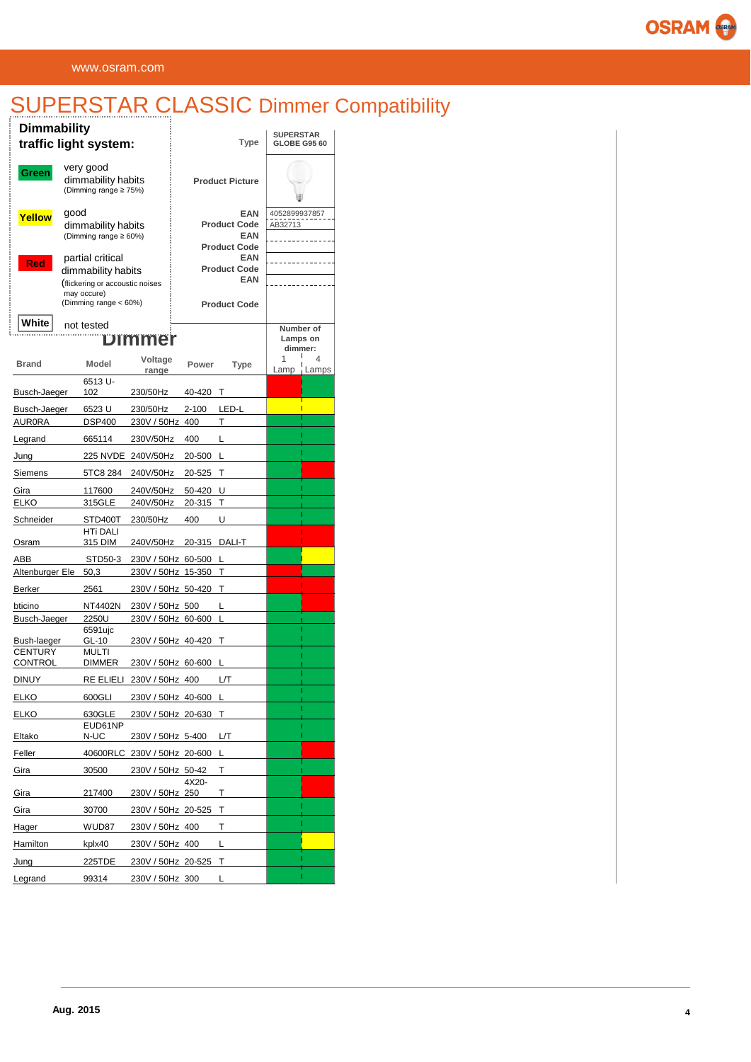# SUPERSTAR CLASSIC Dimmer Compatibility

**Dimmability traffic light system:**

- **Green** very good dimmability habits (Dimming range ≥ 75%)
- **Yellow** good dimmability habits (Dimming range ≥ 60%)
- **Red** partial critical dimmability habits (flickering or accoustic noises may occure) (Dimming range < 60%)
- **White** not tested

| | |
|---|---|
| Type | SUPERSTAR GLOBE G95 60 |
| Product Picture | |
| EAN | 4052899937857 |
| Product Code | AB32713 |
| EAN | |
| Product Code | |
| EAN | |
| Product Code | |
| EAN | |
| Product Code | |

## Dimmer

| Brand | Model | Voltage range | Power | Type | 1 Lamp | 4 Lamps |
|---|---|---|---|---|---|---|
| Busch-Jaeger | 6513 U-102 | 230/50Hz | 40-420 | T | Red | Green |
| Busch-Jaeger | 6523 U | 230/50Hz | 2-100 | LED-L | Yellow | Yellow |
| AURORA | DSP400 | 230V / 50Hz | 400 | T | Green | Green |
| Legrand | 665114 | 230V/50Hz | 400 | L | Green | Green |
| Jung | 225 NVDE | 240V/50Hz | 20-500 | L | Green | Green |
| Siemens | 5TC8 284 | 240V/50Hz | 20-525 | T | Green | Red |
| Gira | 117600 | 240V/50Hz | 50-420 | U | Green | Green |
| ELKO | 315GLE | 240V/50Hz | 20-315 | T | Green | Green |
| Schneider | STD400T | 230/50Hz | 400 | U | Green | Green |
| Osram | HTi DALI 315 DIM | 240V/50Hz | 20-315 | DALI-T | Red | Red |
| ABB | STD50-3 | 230V / 50Hz | 60-500 | L | Green | Yellow |
| Altenburger Ele | 50,3 | 230V / 50Hz | 15-350 | T | Red | Green |
| Berker | 2561 | 230V / 50Hz | 50-420 | T | Red | Red |
| bticino | NT4402N | 230V / 50Hz | 500 | L | Green | Red |
| Busch-Jaeger | 2250U | 230V / 50Hz | 60-600 | L | Green | Green |
| Bush-laeger | 6591ujc GL-10 | 230V / 50Hz | 40-420 | T | Green | Green |
| CENTURY CONTROL | MULTI DIMMER | 230V / 50Hz | 60-600 | L | Green | Green |
| DINUY | RE ELIELI | 230V / 50Hz | 400 | L/T | Green | Green |
| ELKO | 600GLI | 230V / 50Hz | 40-600 | L | Green | Green |
| ELKO | 630GLE | 230V / 50Hz | 20-630 | T | Green | Green |
| Eltako | EUD61NP N-UC | 230V / 50Hz | 5-400 | L/T | Green | Green |
| Feller | 40600RLC | 230V / 50Hz | 20-600 | L | Green | Red |
| Gira | 30500 | 230V / 50Hz | 50-42 | T | Green | Green |
| Gira | 217400 | 230V / 50Hz | 4X20-250 | T | Green | Red |
| Gira | 30700 | 230V / 50Hz | 20-525 | T | Green | Green |
| Hager | WUD87 | 230V / 50Hz | 400 | T | Green | Green |
| Hamilton | kplx40 | 230V / 50Hz | 400 | L | Green | Yellow |
| Jung | 225TDE | 230V / 50Hz | 20-525 | T | Green | Green |
| Legrand | 99314 | 230V / 50Hz | 300 | L | Green | Green |

Aug. 2015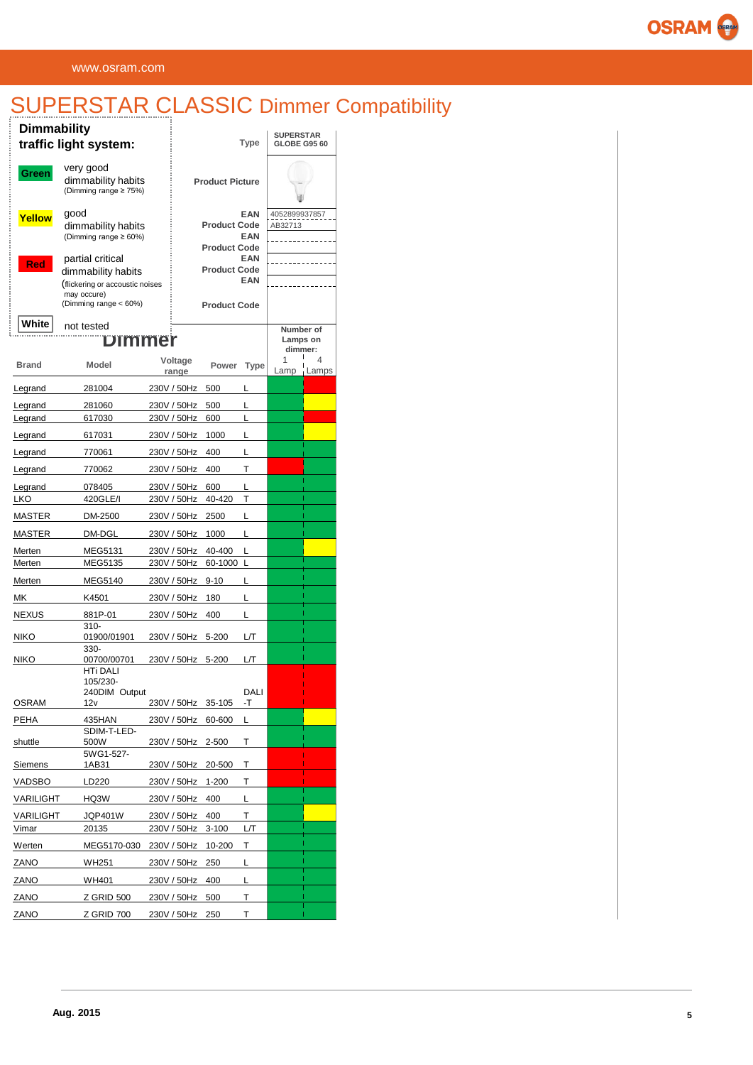# SUPERSTAR CLASSIC Dimmer Compatibility

**Dimmability traffic light system:**

- **Green** – very good dimmability habits (Dimming range ≥ 75%)
- **Yellow** – good dimmability habits (Dimming range ≥ 60%)
- **Red** – partial critical dimmability habits (flickering or accoustic noises may occure) (Dimming range < 60%)
- **White** – not tested

| Type | SUPERSTAR GLOBE G95 60 |
|---|---|
| Product Picture | |
| EAN | 4052899937857 |
| Product Code | AB32713 |

## Dimmer

| Brand | Model | Voltage range | Power | Type | Number of Lamps on dimmer: 1 Lamp | 4 Lamps |
|---|---|---|---|---|---|---|
| Legrand | 281004 | 230V / 50Hz | 500 | L | Green | Red |
| Legrand | 281060 | 230V / 50Hz | 500 | L | Green | Yellow |
| Legrand | 617030 | 230V / 50Hz | 600 | L | Green | Red |
| Legrand | 617031 | 230V / 50Hz | 1000 | L | Green | Yellow |
| Legrand | 770061 | 230V / 50Hz | 400 | L | Green | Green |
| Legrand | 770062 | 230V / 50Hz | 400 | T | Red | Green |
| Legrand | 078405 | 230V / 50Hz | 600 | L | Green | Green |
| LKO | 420GLE/I | 230V / 50Hz | 40-420 | T | Green | Green |
| MASTER | DM-2500 | 230V / 50Hz | 2500 | L | Green | Green |
| MASTER | DM-DGL | 230V / 50Hz | 1000 | L | Green | Green |
| Merten | MEG5131 | 230V / 50Hz | 40-400 | L | Green | Yellow |
| Merten | MEG5135 | 230V / 50Hz | 60-1000 | L | Green | Green |
| Merten | MEG5140 | 230V / 50Hz | 9-10 | L | Green | Green |
| MK | K4501 | 230V / 50Hz | 180 | L | Green | Green |
| NEXUS | 881P-01 | 230V / 50Hz | 400 | L | Green | Green |
| NIKO | 310-01900/01901 | 230V / 50Hz | 5-200 | L/T | Green | Green |
| NIKO | 330-00700/00701 | 230V / 50Hz | 5-200 | L/T | Green | Green |
| OSRAM | HTi DALI 105/230-240DIM Output 12v | 230V / 50Hz | 35-105 | DALI -T | Red | Red |
| PEHA | 435HAN | 230V / 50Hz | 60-600 | L | Green | Yellow |
| shuttle | SDIM-T-LED-500W | 230V / 50Hz | 2-500 | T | Green | Green |
| Siemens | 5WG1-527-1AB31 | 230V / 50Hz | 20-500 | T | Red | Red |
| VADSBO | LD220 | 230V / 50Hz | 1-200 | T | Red | Red |
| VARILIGHT | HQ3W | 230V / 50Hz | 400 | L | Green | Green |
| VARILIGHT | JQP401W | 230V / 50Hz | 400 | T | Green | Yellow |
| Vimar | 20135 | 230V / 50Hz | 3-100 | L/T | Green | Green |
| Werten | MEG5170-030 | 230V / 50Hz | 10-200 | T | Green | Green |
| ZANO | WH251 | 230V / 50Hz | 250 | L | Green | Green |
| ZANO | WH401 | 230V / 50Hz | 400 | L | Green | Green |
| ZANO | Z GRID 500 | 230V / 50Hz | 500 | T | Green | Green |
| ZANO | Z GRID 700 | 230V / 50Hz | 250 | T | Green | Green |

Aug. 2015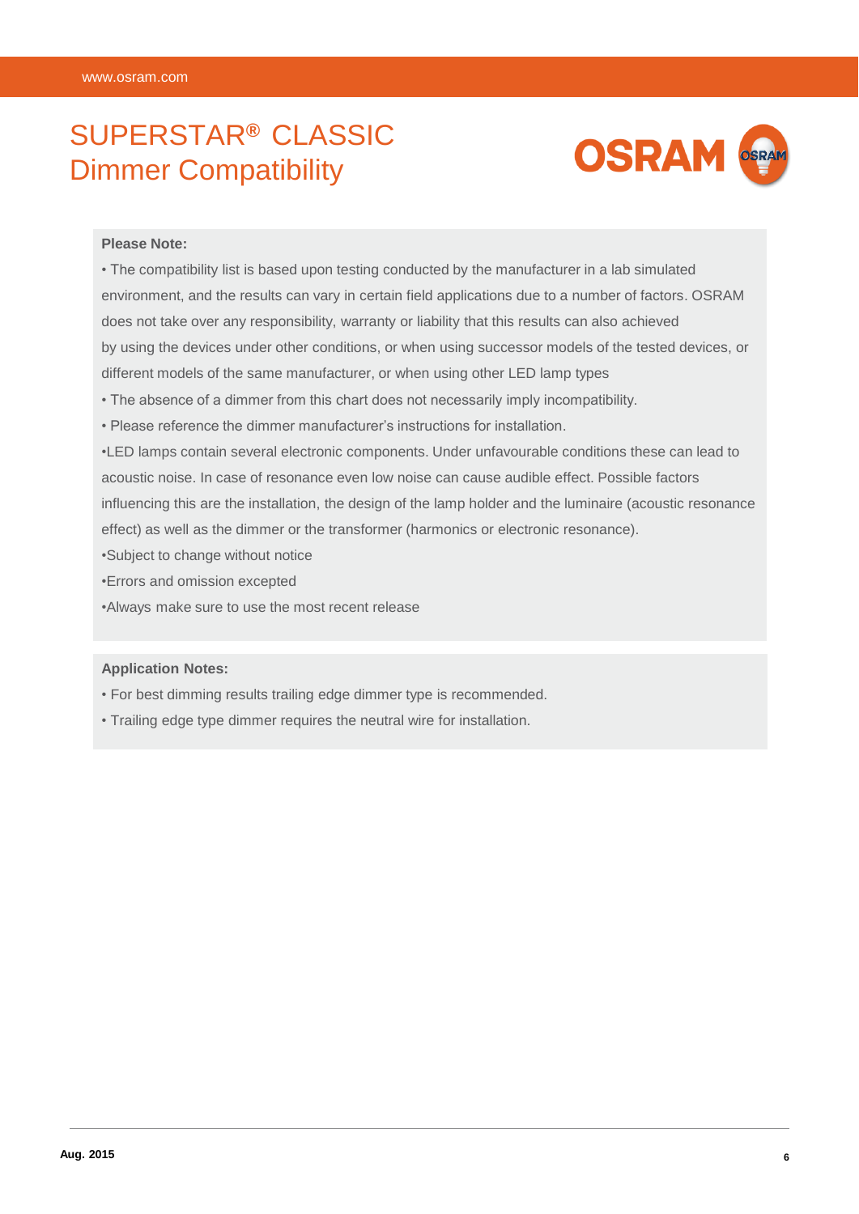# SUPERSTAR® CLASSIC
## Dimmer Compatibility

**Please Note:**

- The compatibility list is based upon testing conducted by the manufacturer in a lab simulated environment, and the results can vary in certain field applications due to a number of factors. OSRAM does not take over any responsibility, warranty or liability that this results can also achieved by using the devices under other conditions, or when using successor models of the tested devices, or different models of the same manufacturer, or when using other LED lamp types
- The absence of a dimmer from this chart does not necessarily imply incompatibility.
- Please reference the dimmer manufacturer's instructions for installation.
- LED lamps contain several electronic components. Under unfavourable conditions these can lead to acoustic noise. In case of resonance even low noise can cause audible effect. Possible factors influencing this are the installation, the design of the lamp holder and the luminaire (acoustic resonance effect) as well as the dimmer or the transformer (harmonics or electronic resonance).
- Subject to change without notice
- Errors and omission excepted
- Always make sure to use the most recent release

**Application Notes:**

- For best dimming results trailing edge dimmer type is recommended.
- Trailing edge type dimmer requires the neutral wire for installation.

Aug. 2015